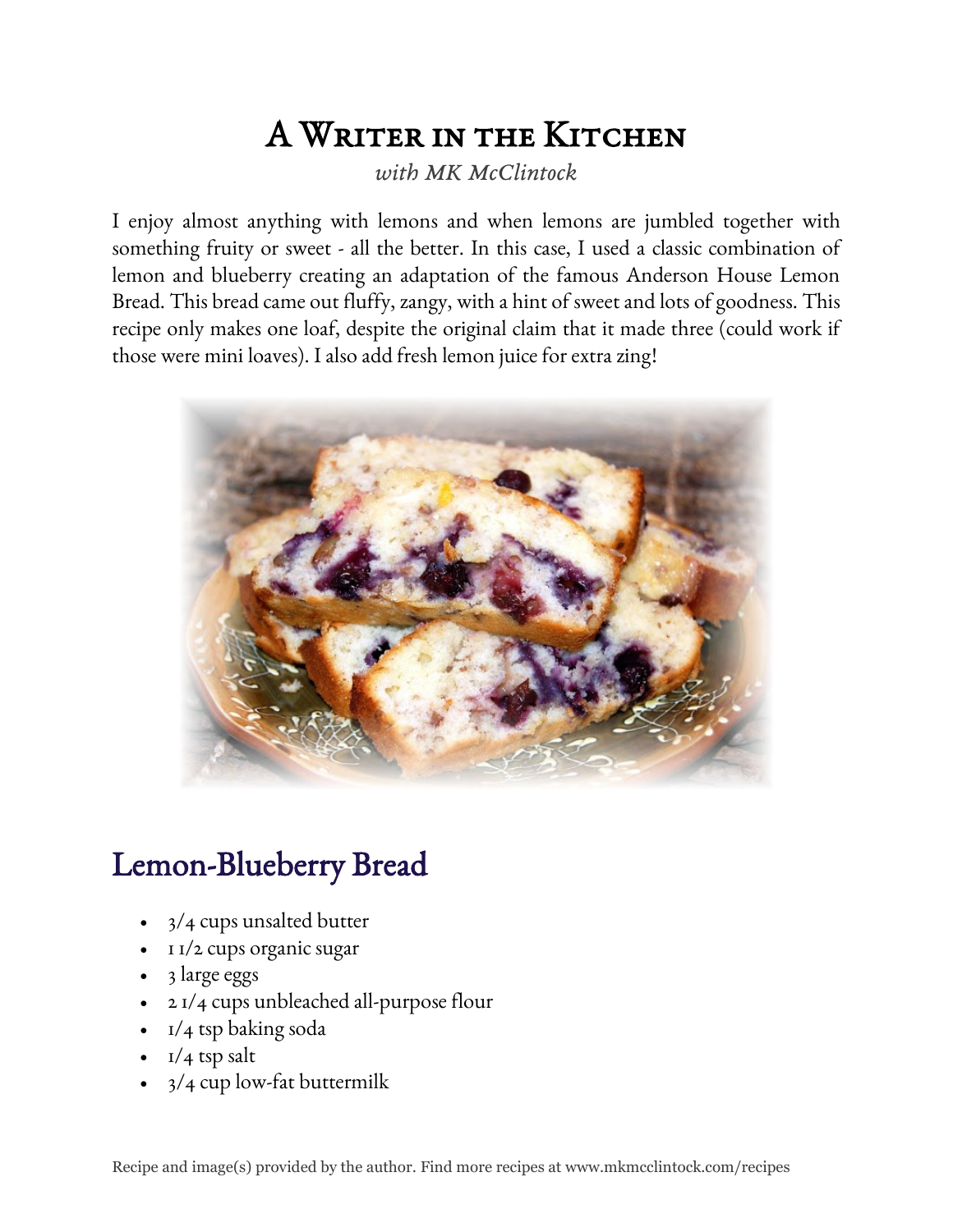# A Writer in the Kitchen

*with MK McClintock*

I enjoy almost anything with lemons and when lemons are jumbled together with something fruity or sweet - all the better. In this case, I used a classic combination of lemon and blueberry creating an adaptation of the famous Anderson House Lemon Bread. This bread came out fluffy, zangy, with a hint of sweet and lots of goodness. This recipe only makes one loaf, despite the original claim that it made three (could work if those were mini loaves). I also add fresh lemon juice for extra zing!

## Lemon-Blueberry Bread

- 3/4 cups unsalted butter
- 1 1/2 cups organic sugar
- 3 large eggs
- 2 1/4 cups unbleached all-purpose flour
- 1/4 tsp baking soda
- 1/4 tsp salt
- 3/4 cup low-fat buttermilk

Recipe and image(s) provided by the author. Find more recipes at www.mkmcclintock.com/recipes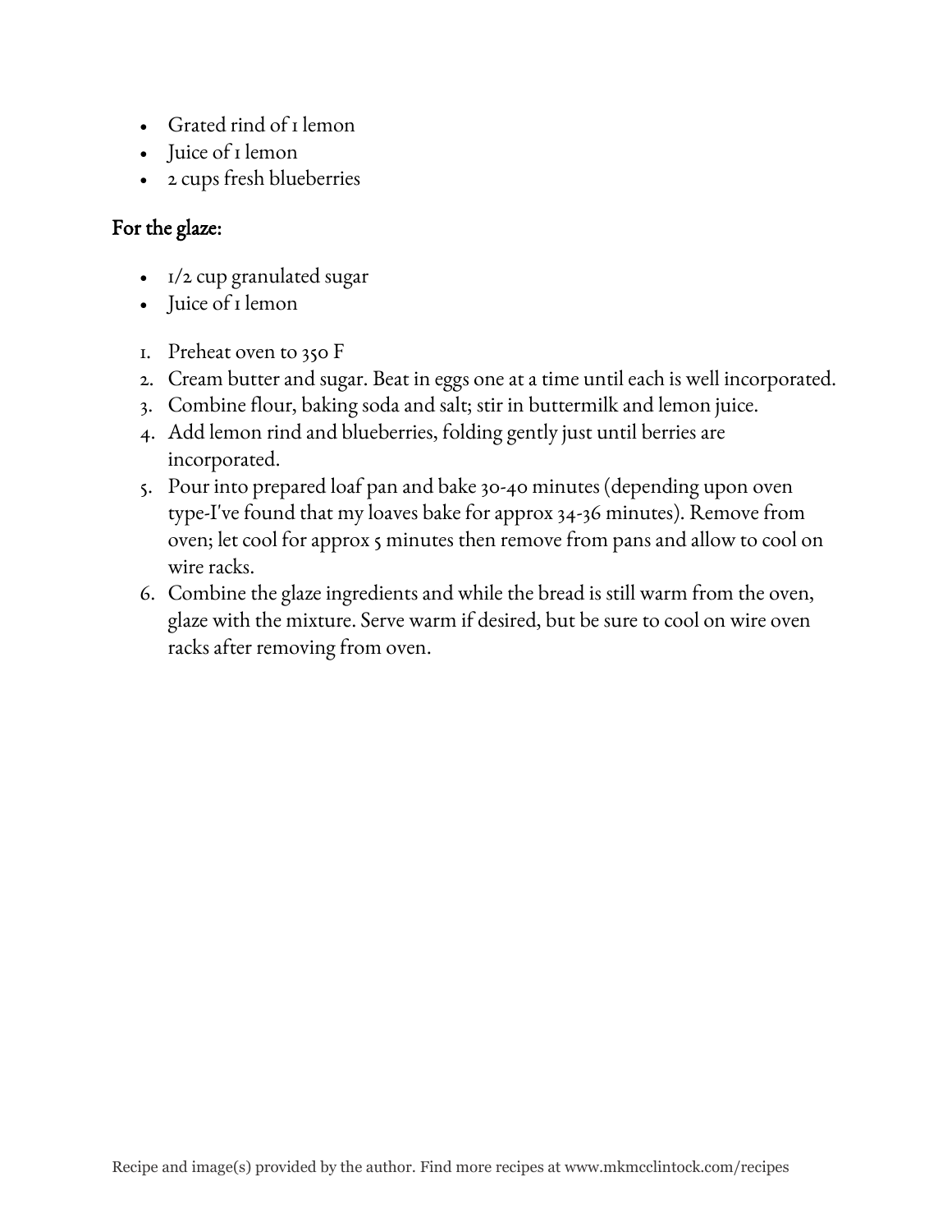- Grated rind of 1 lemon
- Juice of 1 lemon
- 2 cups fresh blueberries

### For the glaze:

- 1/2 cup granulated sugar
- Juice of 1 lemon

1. Preheat oven to 350 F
2. Cream butter and sugar. Beat in eggs one at a time until each is well incorporated.
3. Combine flour, baking soda and salt; stir in buttermilk and lemon juice.
4. Add lemon rind and blueberries, folding gently just until berries are incorporated.
5. Pour into prepared loaf pan and bake 30-40 minutes (depending upon oven type-I've found that my loaves bake for approx 34-36 minutes). Remove from oven; let cool for approx 5 minutes then remove from pans and allow to cool on wire racks.
6. Combine the glaze ingredients and while the bread is still warm from the oven, glaze with the mixture. Serve warm if desired, but be sure to cool on wire oven racks after removing from oven.

Recipe and image(s) provided by the author. Find more recipes at www.mkmcclintock.com/recipes